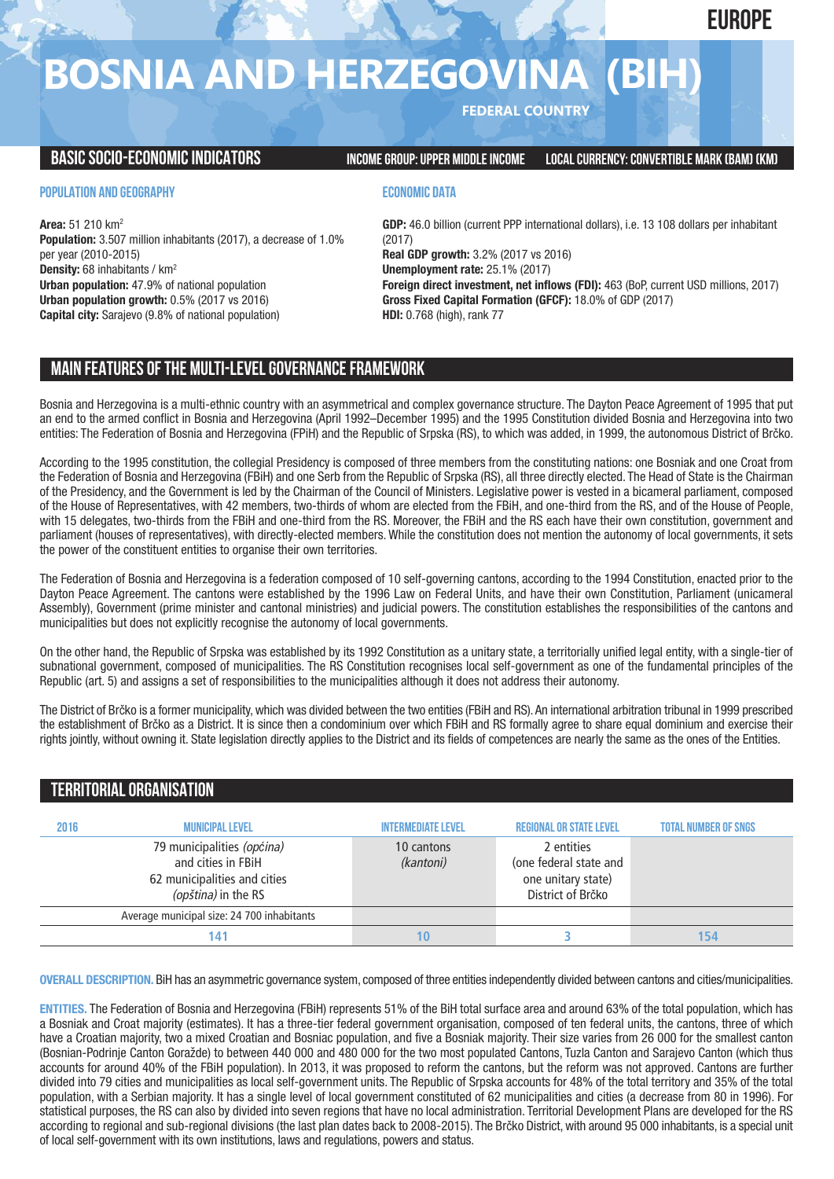EUROPE

# BOSNIA AND HERZEGOVINA (BIH)

FEDERAL COUNTRY

## BASIC SOCIO-ECONOMIC INDICATORS

INCOME GROUP: UPPER MIDDLE INCOME — LOCAL CURRENCY: CONVERTIBLE MARK (BAM) (KM)

### POPULATION AND GEOGRAPHY

**Area:** 51 210 km$^2$
**Population:** 3.507 million inhabitants (2017), a decrease of 1.0% per year (2010-2015)
**Density:** 68 inhabitants / km$^2$
**Urban population:** 47.9% of national population
**Urban population growth:** 0.5% (2017 vs 2016)
**Capital city:** Sarajevo (9.8% of national population)

### ECONOMIC DATA

**GDP:** 46.0 billion (current PPP international dollars), i.e. 13 108 dollars per inhabitant (2017)
**Real GDP growth:** 3.2% (2017 vs 2016)
**Unemployment rate:** 25.1% (2017)
**Foreign direct investment, net inflows (FDI):** 463 (BoP, current USD millions, 2017)
**Gross Fixed Capital Formation (GFCF):** 18.0% of GDP (2017)
**HDI:** 0.768 (high), rank 77

## MAIN FEATURES OF THE MULTI-LEVEL GOVERNANCE FRAMEWORK

Bosnia and Herzegovina is a multi-ethnic country with an asymmetrical and complex governance structure. The Dayton Peace Agreement of 1995 that put an end to the armed conflict in Bosnia and Herzegovina (April 1992–December 1995) and the 1995 Constitution divided Bosnia and Herzegovina into two entities: The Federation of Bosnia and Herzegovina (FPiH) and the Republic of Srpska (RS), to which was added, in 1999, the autonomous District of Brčko.

According to the 1995 constitution, the collegial Presidency is composed of three members from the constituting nations: one Bosniak and one Croat from the Federation of Bosnia and Herzegovina (FBiH) and one Serb from the Republic of Srpska (RS), all three directly elected. The Head of State is the Chairman of the Presidency, and the Government is led by the Chairman of the Council of Ministers. Legislative power is vested in a bicameral parliament, composed of the House of Representatives, with 42 members, two-thirds of whom are elected from the FBiH, and one-third from the RS, and of the House of People, with 15 delegates, two-thirds from the FBiH and one-third from the RS. Moreover, the FBiH and the RS each have their own constitution, government and parliament (houses of representatives), with directly-elected members. While the constitution does not mention the autonomy of local governments, it sets the power of the constituent entities to organise their own territories.

The Federation of Bosnia and Herzegovina is a federation composed of 10 self-governing cantons, according to the 1994 Constitution, enacted prior to the Dayton Peace Agreement. The cantons were established by the 1996 Law on Federal Units, and have their own Constitution, Parliament (unicameral Assembly), Government (prime minister and cantonal ministries) and judicial powers. The constitution establishes the responsibilities of the cantons and municipalities but does not explicitly recognise the autonomy of local governments.

On the other hand, the Republic of Srpska was established by its 1992 Constitution as a unitary state, a territorially unified legal entity, with a single-tier of subnational government, composed of municipalities. The RS Constitution recognises local self-government as one of the fundamental principles of the Republic (art. 5) and assigns a set of responsibilities to the municipalities although it does not address their autonomy.

The District of Brčko is a former municipality, which was divided between the two entities (FBiH and RS). An international arbitration tribunal in 1999 prescribed the establishment of Brčko as a District. It is since then a condominium over which FBiH and RS formally agree to share equal dominium and exercise their rights jointly, without owning it. State legislation directly applies to the District and its fields of competences are nearly the same as the ones of the Entities.

## TERRITORIAL ORGANISATION

| 2016 | MUNICIPAL LEVEL | INTERMEDIATE LEVEL | REGIONAL OR STATE LEVEL | TOTAL NUMBER OF SNGS |
|---|---|---|---|---|
| | 79 municipalities *(općina)* and cities in FBiH<br>62 municipalities and cities *(opština)* in the RS | 10 cantons *(kantoni)* | 2 entities (one federal state and one unitary state)<br>District of Brčko | |
| | Average municipal size: 24 700 inhabitants | | | |
| | 141 | 10 | 3 | 154 |

**OVERALL DESCRIPTION.** BiH has an asymmetric governance system, composed of three entities independently divided between cantons and cities/municipalities.

**ENTITIES.** The Federation of Bosnia and Herzegovina (FBiH) represents 51% of the BiH total surface area and around 63% of the total population, which has a Bosniak and Croat majority (estimates). It has a three-tier federal government organisation, composed of ten federal units, the cantons, three of which have a Croatian majority, two a mixed Croatian and Bosniac population, and five a Bosniak majority. Their size varies from 26 000 for the smallest canton (Bosnian-Podrinje Canton Goražde) to between 440 000 and 480 000 for the two most populated Cantons, Tuzla Canton and Sarajevo Canton (which thus accounts for around 40% of the FBiH population). In 2013, it was proposed to reform the cantons, but the reform was not approved. Cantons are further divided into 79 cities and municipalities as local self-government units. The Republic of Srpska accounts for 48% of the total territory and 35% of the total population, with a Serbian majority. It has a single level of local government constituted of 62 municipalities and cities (a decrease from 80 in 1996). For statistical purposes, the RS can also by divided into seven regions that have no local administration. Territorial Development Plans are developed for the RS according to regional and sub-regional divisions (the last plan dates back to 2008-2015). The Brčko District, with around 95 000 inhabitants, is a special unit of local self-government with its own institutions, laws and regulations, powers and status.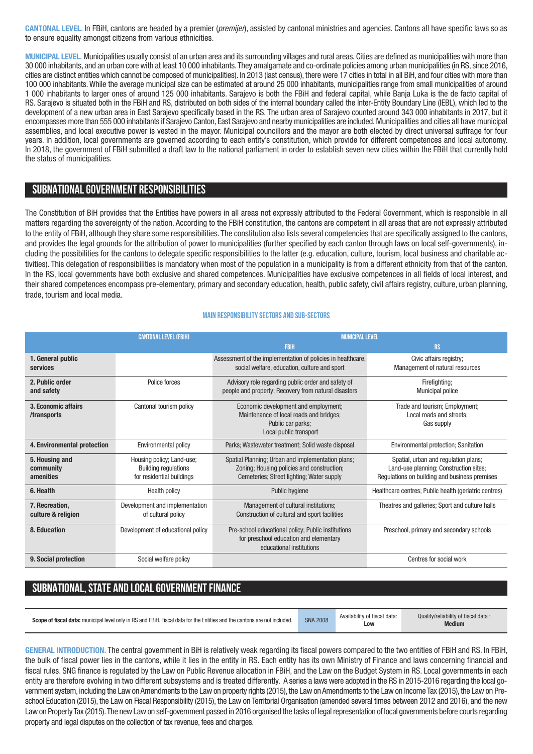**CANTONAL LEVEL.** In FBiH, cantons are headed by a premier (*premijer*), assisted by cantonal ministries and agencies. Cantons all have specific laws so as to ensure equality amongst citizens from various ethnicities.

**MUNICIPAL LEVEL.** Municipalities usually consist of an urban area and its surrounding villages and rural areas. Cities are defined as municipalities with more than 30 000 inhabitants, and an urban core with at least 10 000 inhabitants. They amalgamate and co-ordinate policies among urban municipalities (in RS, since 2016, cities are distinct entities which cannot be composed of municipalities). In 2013 (last census), there were 17 cities in total in all BiH, and four cities with more than 100 000 inhabitants. While the average municipal size can be estimated at around 25 000 inhabitants, municipalities range from small municipalities of around 1 000 inhabitants to larger ones of around 125 000 inhabitants. Sarajevo is both the FBiH and federal capital, while Banja Luka is the de facto capital of RS. Sarajevo is situated both in the FBiH and RS, distributed on both sides of the internal boundary called the Inter-Entity Boundary Line (IEBL), which led to the development of a new urban area in East Sarajevo specifically based in the RS. The urban area of Sarajevo counted around 343 000 inhabitants in 2017, but it encompasses more than 555 000 inhabitants if Sarajevo Canton, East Sarajevo and nearby municipalities are included. Municipalities and cities all have municipal assemblies, and local executive power is vested in the mayor. Municipal councillors and the mayor are both elected by direct universal suffrage for four years. In addition, local governments are governed according to each entity's constitution, which provide for different competences and local autonomy. In 2018, the government of FBiH submitted a draft law to the national parliament in order to establish seven new cities within the FBiH that currently hold the status of municipalities.

## SUBNATIONAL GOVERNMENT RESPONSIBILITIES

The Constitution of BiH provides that the Entities have powers in all areas not expressly attributed to the Federal Government, which is responsible in all matters regarding the sovereignty of the nation. According to the FBiH constitution, the cantons are competent in all areas that are not expressly attributed to the entity of FBiH, although they share some responsibilities. The constitution also lists several competencies that are specifically assigned to the cantons, and provides the legal grounds for the attribution of power to municipalities (further specified by each canton through laws on local self-governments), including the possibilities for the cantons to delegate specific responsibilities to the latter (e.g. education, culture, tourism, local business and charitable activities). This delegation of responsibilities is mandatory when most of the population in a municipality is from a different ethnicity from that of the canton. In the RS, local governments have both exclusive and shared competences. Municipalities have exclusive competences in all fields of local interest, and their shared competences encompass pre-elementary, primary and secondary education, health, public safety, civil affairs registry, culture, urban planning, trade, tourism and local media.

### MAIN RESPONSIBILITY SECTORS AND SUB-SECTORS

| | CANTONAL LEVEL (FBIH) | MUNICIPAL LEVEL | |
|---|---|---|---|
| | | FBIH | RS |
| **1. General public services** | | Assessment of the implementation of policies in healthcare, social welfare, education, culture and sport | Civic affairs registry; Management of natural resources |
| **2. Public order and safety** | Police forces | Advisory role regarding public order and safety of people and property; Recovery from natural disasters | Firefighting; Municipal police |
| **3. Economic affairs /transports** | Cantonal tourism policy | Economic development and employment; Maintenance of local roads and bridges; Public car parks; Local public transport | Trade and tourism; Employment; Local roads and streets; Gas supply |
| **4. Environmental protection** | Environmental policy | Parks; Wastewater treatment; Solid waste disposal | Environmental protection; Sanitation |
| **5. Housing and community amenities** | Housing policy; Land-use; Building regulations for residential buildings | Spatial Planning; Urban and implementation plans; Zoning; Housing policies and construction; Cemeteries; Street lighting; Water supply | Spatial, urban and regulation plans; Land-use planning; Construction sites; Regulations on building and business premises |
| **6. Health** | Health policy | Public hygiene | Healthcare centres; Public health (geriatric centres) |
| **7. Recreation, culture & religion** | Development and implementation of cultural policy | Management of cultural institutions; Construction of cultural and sport facilities | Theatres and galleries; Sport and culture halls |
| **8. Education** | Development of educational policy | Pre-school educational policy; Public institutions for preschool education and elementary educational institutions | Preschool, primary and secondary schools |
| **9. Social protection** | Social welfare policy | | Centres for social work |

## SUBNATIONAL, STATE AND LOCAL GOVERNMENT FINANCE

| **Scope of fiscal data:** municipal level only in RS and FBiH. Fiscal data for the Entities and the cantons are not included. | SNA 2008 | Availability of fiscal data: **Low** | Quality/reliability of fiscal data : **Medium** |
|---|---|---|---|

**GENERAL INTRODUCTION.** The central government in BiH is relatively weak regarding its fiscal powers compared to the two entities of FBiH and RS. In FBiH, the bulk of fiscal power lies in the cantons, while it lies in the entity in RS. Each entity has its own Ministry of Finance and laws concerning financial and fiscal rules. SNG finance is regulated by the Law on Public Revenue allocation in FBiH, and the Law on the Budget System in RS. Local governments in each entity are therefore evolving in two different subsystems and is treated differently. A series a laws were adopted in the RS in 2015-2016 regarding the local government system, including the Law on Amendments to the Law on property rights (2015), the Law on Amendments to the Law on Income Tax (2015), the Law on Preschool Education (2015), the Law on Fiscal Responsibility (2015), the Law on Territorial Organisation (amended several times between 2012 and 2016), and the new Law on Property Tax (2015). The new Law on self-government passed in 2016 organised the tasks of legal representation of local governments before courts regarding property and legal disputes on the collection of tax revenue, fees and charges.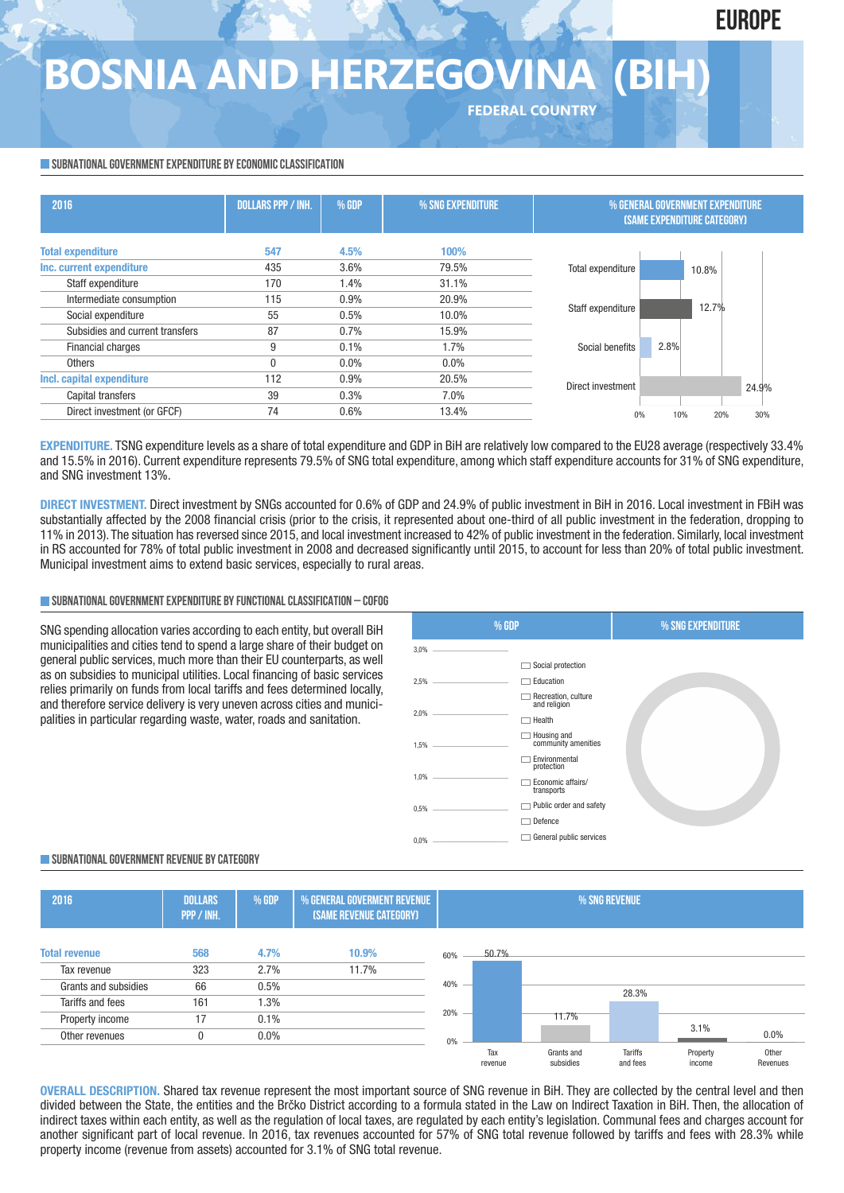EUROPE

# BOSNIA AND HERZEGOVINA (BIH)

FEDERAL COUNTRY

## SUBNATIONAL GOVERNMENT EXPENDITURE BY ECONOMIC CLASSIFICATION

| 2016 | DOLLARS PPP / INH. | % GDP | % SNG EXPENDITURE |
|---|---|---|---|
| **Total expenditure** | **547** | **4.5%** | **100%** |
| **Inc. current expenditure** | 435 | 3.6% | 79.5% |
| Staff expenditure | 170 | 1.4% | 31.1% |
| Intermediate consumption | 115 | 0.9% | 20.9% |
| Social expenditure | 55 | 0.5% | 10.0% |
| Subsidies and current transfers | 87 | 0.7% | 15.9% |
| Financial charges | 9 | 0.1% | 1.7% |
| Others | 0 | 0.0% | 0.0% |
| **Incl. capital expenditure** | 112 | 0.9% | 20.5% |
| Capital transfers | 39 | 0.3% | 7.0% |
| Direct investment (or GFCF) | 74 | 0.6% | 13.4% |

% GENERAL GOVERNMENT EXPENDITURE (SAME EXPENDITURE CATEGORY)

| Category | % |
|---|---|
| Total expenditure | 10.8% |
| Staff expenditure | 12.7% |
| Social benefits | 2.8% |
| Direct investment | 24.9% |

**EXPENDITURE.** TSNG expenditure levels as a share of total expenditure and GDP in BiH are relatively low compared to the EU28 average (respectively 33.4% and 15.5% in 2016). Current expenditure represents 79.5% of SNG total expenditure, among which staff expenditure accounts for 31% of SNG expenditure, and SNG investment 13%.

**DIRECT INVESTMENT.** Direct investment by SNGs accounted for 0.6% of GDP and 24.9% of public investment in BiH in 2016. Local investment in FBiH was substantially affected by the 2008 financial crisis (prior to the crisis, it represented about one-third of all public investment in the federation, dropping to 11% in 2013). The situation has reversed since 2015, and local investment increased to 42% of public investment in the federation. Similarly, local investment in RS accounted for 78% of total public investment in 2008 and decreased significantly until 2015, to account for less than 20% of total public investment. Municipal investment aims to extend basic services, especially to rural areas.

## SUBNATIONAL GOVERNMENT EXPENDITURE BY FUNCTIONAL CLASSIFICATION – COFOG

SNG spending allocation varies according to each entity, but overall BiH municipalities and cities tend to spend a large share of their budget on general public services, much more than their EU counterparts, as well as on subsidies to municipal utilities. Local financing of basic services relies primarily on funds from local tariffs and fees determined locally, and therefore service delivery is very uneven across cities and municipalities in particular regarding waste, water, roads and sanitation.

% GDP | % SNG EXPENDITURE

Social protection; Education; Recreation, culture and religion; Health; Housing and community amenities; Environmental protection; Economic affairs/transports; Public order and safety; Defence; General public services

## SUBNATIONAL GOVERNMENT REVENUE BY CATEGORY

| 2016 | DOLLARS PPP / INH. | % GDP | % GENERAL GOVERMENT REVENUE (SAME REVENUE CATEGORY) |
|---|---|---|---|
| **Total revenue** | **568** | **4.7%** | **10.9%** |
| Tax revenue | 323 | 2.7% | 11.7% |
| Grants and subsidies | 66 | 0.5% | |
| Tariffs and fees | 161 | 1.3% | |
| Property income | 17 | 0.1% | |
| Other revenues | 0 | 0.0% | |

% SNG REVENUE

| Tax revenue | Grants and subsidies | Tariffs and fees | Property income | Other Revenues |
|---|---|---|---|---|
| 50.7% | 11.7% | 28.3% | 3.1% | 0.0% |

**OVERALL DESCRIPTION.** Shared tax revenue represent the most important source of SNG revenue in BiH. They are collected by the central level and then divided between the State, the entities and the Brčko District according to a formula stated in the Law on Indirect Taxation in BiH. Then, the allocation of indirect taxes within each entity, as well as the regulation of local taxes, are regulated by each entity's legislation. Communal fees and charges account for another significant part of local revenue. In 2016, tax revenues accounted for 57% of SNG total revenue followed by tariffs and fees with 28.3% while property income (revenue from assets) accounted for 3.1% of SNG total revenue.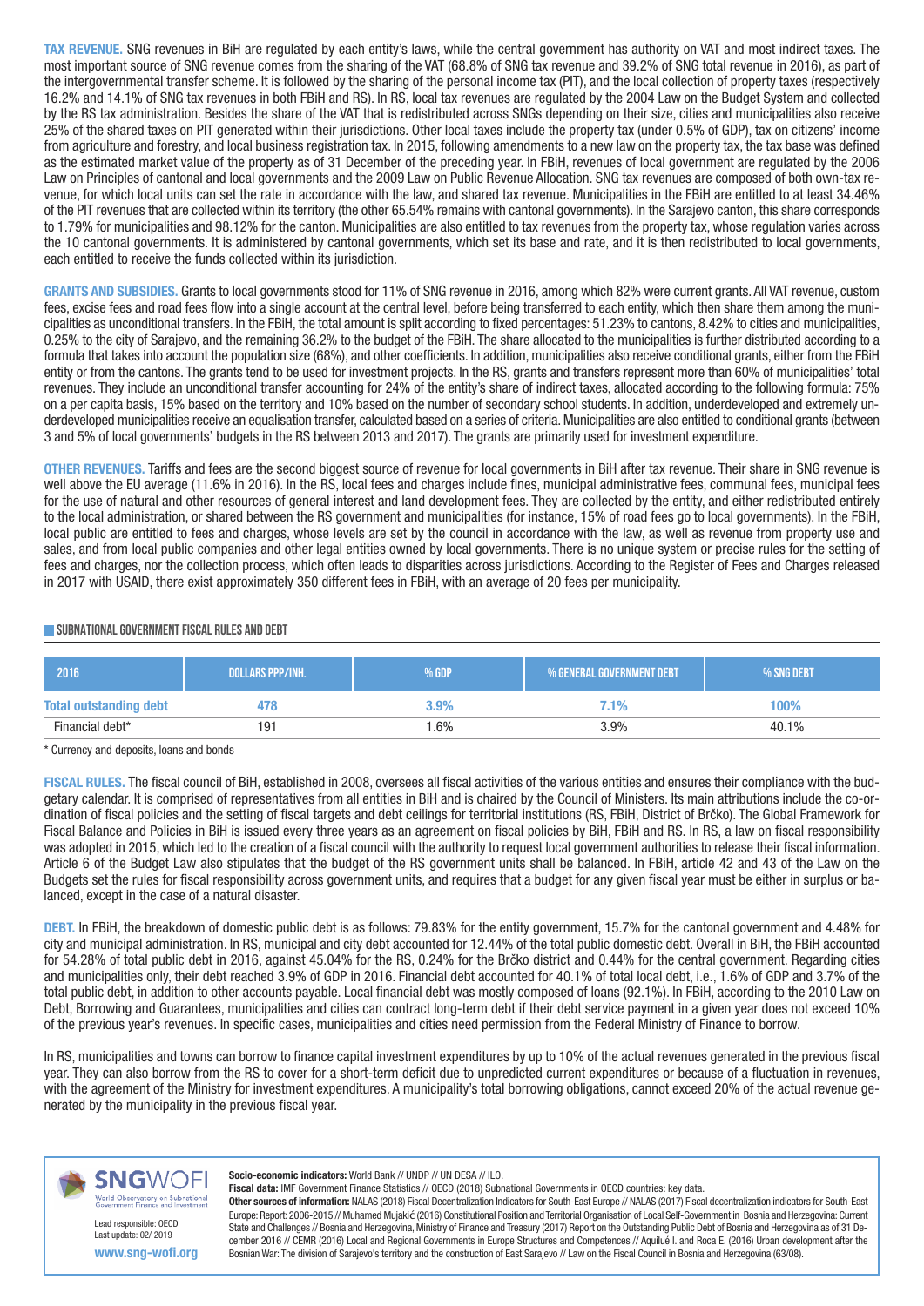**TAX REVENUE.** SNG revenues in BiH are regulated by each entity's laws, while the central government has authority on VAT and most indirect taxes. The most important source of SNG revenue comes from the sharing of the VAT (68.8% of SNG tax revenue and 39.2% of SNG total revenue in 2016), as part of the intergovernmental transfer scheme. It is followed by the sharing of the personal income tax (PIT), and the local collection of property taxes (respectively 16.2% and 14.1% of SNG tax revenues in both FBiH and RS). In RS, local tax revenues are regulated by the 2004 Law on the Budget System and collected by the RS tax administration. Besides the share of the VAT that is redistributed across SNGs depending on their size, cities and municipalities also receive 25% of the shared taxes on PIT generated within their jurisdictions. Other local taxes include the property tax (under 0.5% of GDP), tax on citizens' income from agriculture and forestry, and local business registration tax. In 2015, following amendments to a new law on the property tax, the tax base was defined as the estimated market value of the property as of 31 December of the preceding year. In FBiH, revenues of local government are regulated by the 2006 Law on Principles of cantonal and local governments and the 2009 Law on Public Revenue Allocation. SNG tax revenues are composed of both own-tax revenue, for which local units can set the rate in accordance with the law, and shared tax revenue. Municipalities in the FBiH are entitled to at least 34.46% of the PIT revenues that are collected within its territory (the other 65.54% remains with cantonal governments). In the Sarajevo canton, this share corresponds to 1.79% for municipalities and 98.12% for the canton. Municipalities are also entitled to tax revenues from the property tax, whose regulation varies across the 10 cantonal governments. It is administered by cantonal governments, which set its base and rate, and it is then redistributed to local governments, each entitled to receive the funds collected within its jurisdiction.

**GRANTS AND SUBSIDIES.** Grants to local governments stood for 11% of SNG revenue in 2016, among which 82% were current grants. All VAT revenue, custom fees, excise fees and road fees flow into a single account at the central level, before being transferred to each entity, which then share them among the municipalities as unconditional transfers. In the FBiH, the total amount is split according to fixed percentages: 51.23% to cantons, 8.42% to cities and municipalities, 0.25% to the city of Sarajevo, and the remaining 36.2% to the budget of the FBiH. The share allocated to the municipalities is further distributed according to a formula that takes into account the population size (68%), and other coefficients. In addition, municipalities also receive conditional grants, either from the FBiH entity or from the cantons. The grants tend to be used for investment projects. In the RS, grants and transfers represent more than 60% of municipalities' total revenues. They include an unconditional transfer accounting for 24% of the entity's share of indirect taxes, allocated according to the following formula: 75% on a per capita basis, 15% based on the territory and 10% based on the number of secondary school students. In addition, underdeveloped and extremely underdeveloped municipalities receive an equalisation transfer, calculated based on a series of criteria. Municipalities are also entitled to conditional grants (between 3 and 5% of local governments' budgets in the RS between 2013 and 2017). The grants are primarily used for investment expenditure.

**OTHER REVENUES.** Tariffs and fees are the second biggest source of revenue for local governments in BiH after tax revenue. Their share in SNG revenue is well above the EU average (11.6% in 2016). In the RS, local fees and charges include fines, municipal administrative fees, communal fees, municipal fees for the use of natural and other resources of general interest and land development fees. They are collected by the entity, and either redistributed entirely to the local administration, or shared between the RS government and municipalities (for instance, 15% of road fees go to local governments). In the FBiH, local public are entitled to fees and charges, whose levels are set by the council in accordance with the law, as well as revenue from property use and sales, and from local public companies and other legal entities owned by local governments. There is no unique system or precise rules for the setting of fees and charges, nor the collection process, which often leads to disparities across jurisdictions. According to the Register of Fees and Charges released in 2017 with USAID, there exist approximately 350 different fees in FBiH, with an average of 20 fees per municipality.

## SUBNATIONAL GOVERNMENT FISCAL RULES AND DEBT

| 2016 | DOLLARS PPP/INH. | % GDP | % GENERAL GOVERNMENT DEBT | % SNG DEBT |
|---|---|---|---|---|
| **Total outstanding debt** | **478** | **3.9%** | **7.1%** | **100%** |
| Financial debt* | 191 | 1.6% | 3.9% | 40.1% |

\* Currency and deposits, loans and bonds

**FISCAL RULES.** The fiscal council of BiH, established in 2008, oversees all fiscal activities of the various entities and ensures their compliance with the budgetary calendar. It is comprised of representatives from all entities in BiH and is chaired by the Council of Ministers. Its main attributions include the co-ordination of fiscal policies and the setting of fiscal targets and debt ceilings for territorial institutions (RS, FBiH, District of Brčko). The Global Framework for Fiscal Balance and Policies in BiH is issued every three years as an agreement on fiscal policies by BiH, FBiH and RS. In RS, a law on fiscal responsibility was adopted in 2015, which led to the creation of a fiscal council with the authority to request local government authorities to release their fiscal information. Article 6 of the Budget Law also stipulates that the budget of the RS government units shall be balanced. In FBiH, article 42 and 43 of the Law on the Budgets set the rules for fiscal responsibility across government units, and requires that a budget for any given fiscal year must be either in surplus or balanced, except in the case of a natural disaster.

**DEBT.** In FBiH, the breakdown of domestic public debt is as follows: 79.83% for the entity government, 15.7% for the cantonal government and 4.48% for city and municipal administration. In RS, municipal and city debt accounted for 12.44% of the total public domestic debt. Overall in BiH, the FBiH accounted for 54.28% of total public debt in 2016, against 45.04% for the RS, 0.24% for the Brčko district and 0.44% for the central government. Regarding cities and municipalities only, their debt reached 3.9% of GDP in 2016. Financial debt accounted for 40.1% of total local debt, i.e., 1.6% of GDP and 3.7% of the total public debt, in addition to other accounts payable. Local financial debt was mostly composed of loans (92.1%). In FBiH, according to the 2010 Law on Debt, Borrowing and Guarantees, municipalities and cities can contract long-term debt if their debt service payment in a given year does not exceed 10% of the previous year's revenues. In specific cases, municipalities and cities need permission from the Federal Ministry of Finance to borrow.

In RS, municipalities and towns can borrow to finance capital investment expenditures by up to 10% of the actual revenues generated in the previous fiscal year. They can also borrow from the RS to cover for a short-term deficit due to unpredicted current expenditures or because of a fluctuation in revenues, with the agreement of the Ministry for investment expenditures. A municipality's total borrowing obligations, cannot exceed 20% of the actual revenue generated by the municipality in the previous fiscal year.

SNGWOFI
World Observatory on Subnational Government Finance and Investment

Lead responsible: OECD
Last update: 02/ 2019
www.sng-wofi.org

**Socio-economic indicators:** World Bank // UNDP // UN DESA // ILO.
**Fiscal data:** IMF Government Finance Statistics // OECD (2018) Subnational Governments in OECD countries: key data.
**Other sources of information:** NALAS (2018) Fiscal Decentralization Indicators for South-East Europe // NALAS (2017) Fiscal decentralization indicators for South-East Europe: Report: 2006-2015 // Muhamed Mujakić (2016) Constitutional Position and Territorial Organisation of Local Self-Government in Bosnia and Herzegovina: Current State and Challenges // Bosnia and Herzegovina, Ministry of Finance and Treasury (2017) Report on the Outstanding Public Debt of Bosnia and Herzegovina as of 31 December 2016 // CEMR (2016) Local and Regional Governments in Europe Structures and Competences // Aquilué I. and Roca E. (2016) Urban development after the Bosnian War: The division of Sarajevo's territory and the construction of East Sarajevo // Law on the Fiscal Council in Bosnia and Herzegovina (63/08).